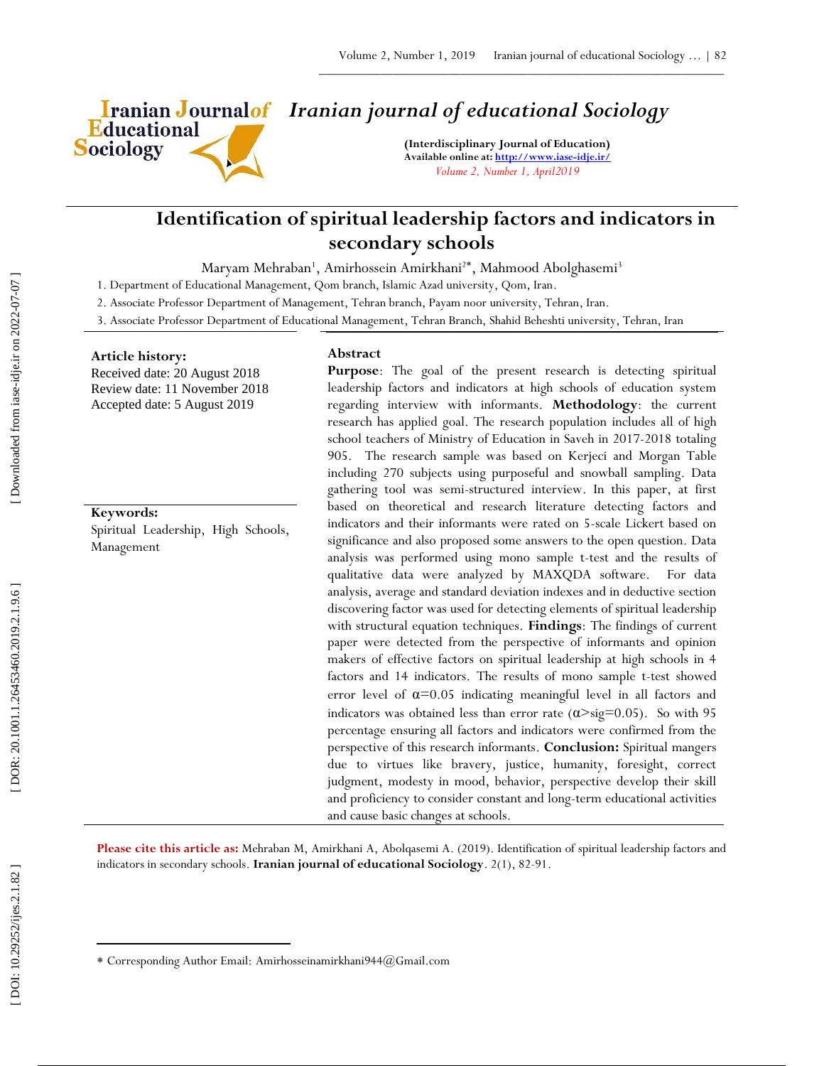# Iranian journal of educational Sociology

**(Interdisciplinary Journal of Education)**
**Available online at: http://www.iase-idje.ir/**
*Volume 2, Number 1, April2019*

# Identification of spiritual leadership factors and indicators in secondary schools

Maryam Mehraban[1], Amirhossein Amirkhani[2*], Mahmood Abolghasemi[3]

1. Department of Educational Management, Qom branch, Islamic Azad university, Qom, Iran.
2. Associate Professor Department of Management, Tehran branch, Payam noor university, Tehran, Iran.
3. Associate Professor Department of Educational Management, Tehran Branch, Shahid Beheshti university, Tehran, Iran

**Article history:**
Received date: 20 August 2018
Review date: 11 November 2018
Accepted date: 5 August 2019

**Keywords:**
Spiritual Leadership, High Schools, Management

## Abstract

**Purpose**: The goal of the present research is detecting spiritual leadership factors and indicators at high schools of education system regarding interview with informants. **Methodology**: the current research has applied goal. The research population includes all of high school teachers of Ministry of Education in Saveh in 2017-2018 totaling 905. The research sample was based on Kerjeci and Morgan Table including 270 subjects using purposeful and snowball sampling. Data gathering tool was semi-structured interview. In this paper, at first based on theoretical and research literature detecting factors and indicators and their informants were rated on 5-scale Likert based on significance and also proposed some answers to the open question. Data analysis was performed using mono sample t-test and the results of qualitative data were analyzed by MAXQDA software. For data analysis, average and standard deviation indexes and in deductive section discovering factor was used for detecting elements of spiritual leadership with structural equation techniques. **Findings**: The findings of current paper were detected from the perspective of informants and opinion makers of effective factors on spiritual leadership at high schools in 4 factors and 14 indicators. The results of mono sample t-test showed error level of $\alpha=0.05$ indicating meaningful level in all factors and indicators was obtained less than error rate ($\alpha>sig=0.05$). So with 95 percentage ensuring all factors and indicators were confirmed from the perspective of this research informants. **Conclusion:** Spiritual mangers due to virtues like bravery, justice, humanity, foresight, correct judgment, modesty in mood, behavior, perspective develop their skill and proficiency to consider constant and long-term educational activities and cause basic changes at schools.

**Please cite this article as:** Mehraban M, Amirkhani A, Abolqasemi A. (2019). Identification of spiritual leadership factors and indicators in secondary schools. **Iranian journal of educational Sociology**. 2(1), 82-91.

---

* Corresponding Author Email: Amirhosseinamirkhani944@Gmail.com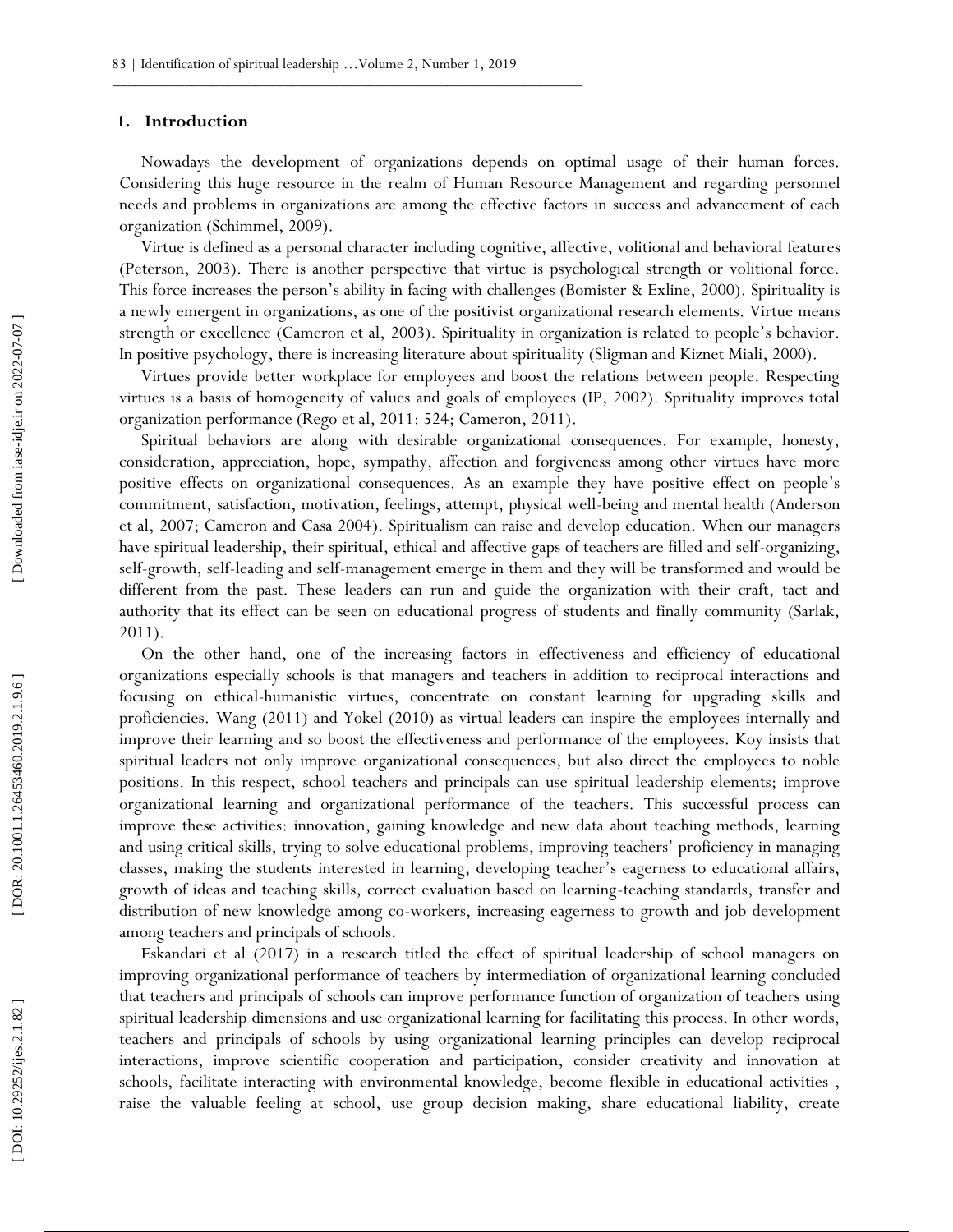## 1. Introduction

Nowadays the development of organizations depends on optimal usage of their human forces. Considering this huge resource in the realm of Human Resource Management and regarding personnel needs and problems in organizations are among the effective factors in success and advancement of each organization (Schimmel, 2009).

Virtue is defined as a personal character including cognitive, affective, volitional and behavioral features (Peterson, 2003). There is another perspective that virtue is psychological strength or volitional force. This force increases the person's ability in facing with challenges (Bomister & Exline, 2000). Spirituality is a newly emergent in organizations, as one of the positivist organizational research elements. Virtue means strength or excellence (Cameron et al, 2003). Spirituality in organization is related to people's behavior. In positive psychology, there is increasing literature about spirituality (Sligman and Kiznet Miali, 2000).

Virtues provide better workplace for employees and boost the relations between people. Respecting virtues is a basis of homogeneity of values and goals of employees (IP, 2002). Sprituality improves total organization performance (Rego et al, 2011: 524; Cameron, 2011).

Spiritual behaviors are along with desirable organizational consequences. For example, honesty, consideration, appreciation, hope, sympathy, affection and forgiveness among other virtues have more positive effects on organizational consequences. As an example they have positive effect on people's commitment, satisfaction, motivation, feelings, attempt, physical well-being and mental health (Anderson et al, 2007; Cameron and Casa 2004). Spiritualism can raise and develop education. When our managers have spiritual leadership, their spiritual, ethical and affective gaps of teachers are filled and self-organizing, self-growth, self-leading and self-management emerge in them and they will be transformed and would be different from the past. These leaders can run and guide the organization with their craft, tact and authority that its effect can be seen on educational progress of students and finally community (Sarlak, 2011).

On the other hand, one of the increasing factors in effectiveness and efficiency of educational organizations especially schools is that managers and teachers in addition to reciprocal interactions and focusing on ethical-humanistic virtues, concentrate on constant learning for upgrading skills and proficiencies. Wang (2011) and Yokel (2010) as virtual leaders can inspire the employees internally and improve their learning and so boost the effectiveness and performance of the employees. Koy insists that spiritual leaders not only improve organizational consequences, but also direct the employees to noble positions. In this respect, school teachers and principals can use spiritual leadership elements; improve organizational learning and organizational performance of the teachers. This successful process can improve these activities: innovation, gaining knowledge and new data about teaching methods, learning and using critical skills, trying to solve educational problems, improving teachers' proficiency in managing classes, making the students interested in learning, developing teacher's eagerness to educational affairs, growth of ideas and teaching skills, correct evaluation based on learning-teaching standards, transfer and distribution of new knowledge among co-workers, increasing eagerness to growth and job development among teachers and principals of schools.

Eskandari et al (2017) in a research titled the effect of spiritual leadership of school managers on improving organizational performance of teachers by intermediation of organizational learning concluded that teachers and principals of schools can improve performance function of organization of teachers using spiritual leadership dimensions and use organizational learning for facilitating this process. In other words, teachers and principals of schools by using organizational learning principles can develop reciprocal interactions, improve scientific cooperation and participation, consider creativity and innovation at schools, facilitate interacting with environmental knowledge, become flexible in educational activities , raise the valuable feeling at school, use group decision making, share educational liability, create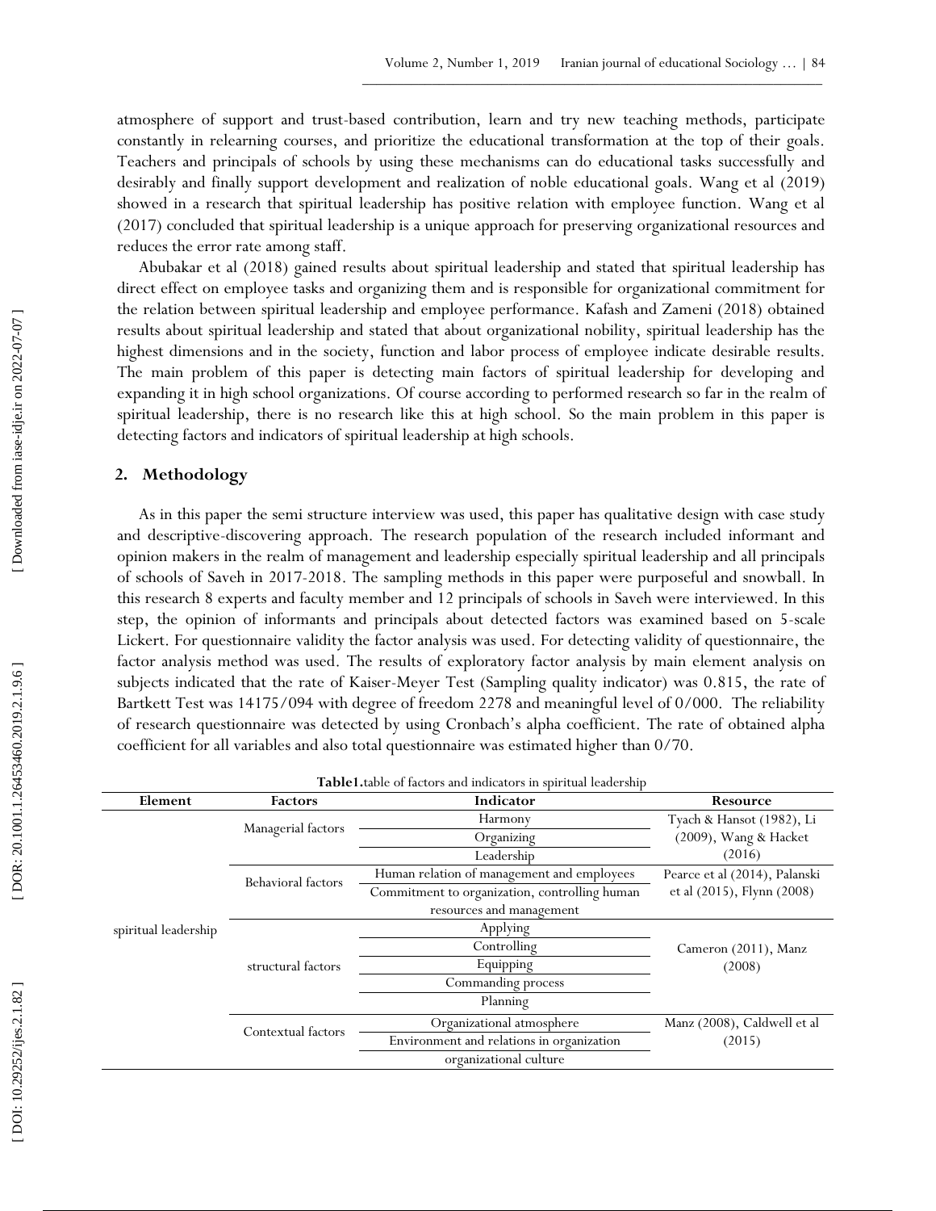atmosphere of support and trust-based contribution, learn and try new teaching methods, participate constantly in relearning courses, and prioritize the educational transformation at the top of their goals. Teachers and principals of schools by using these mechanisms can do educational tasks successfully and desirably and finally support development and realization of noble educational goals. Wang et al (2019) showed in a research that spiritual leadership has positive relation with employee function. Wang et al (2017) concluded that spiritual leadership is a unique approach for preserving organizational resources and reduces the error rate among staff.

Abubakar et al (2018) gained results about spiritual leadership and stated that spiritual leadership has direct effect on employee tasks and organizing them and is responsible for organizational commitment for the relation between spiritual leadership and employee performance. Kafash and Zameni (2018) obtained results about spiritual leadership and stated that about organizational nobility, spiritual leadership has the highest dimensions and in the society, function and labor process of employee indicate desirable results. The main problem of this paper is detecting main factors of spiritual leadership for developing and expanding it in high school organizations. Of course according to performed research so far in the realm of spiritual leadership, there is no research like this at high school. So the main problem in this paper is detecting factors and indicators of spiritual leadership at high schools.

## 2. Methodology

As in this paper the semi structure interview was used, this paper has qualitative design with case study and descriptive-discovering approach. The research population of the research included informant and opinion makers in the realm of management and leadership especially spiritual leadership and all principals of schools of Saveh in 2017-2018. The sampling methods in this paper were purposeful and snowball. In this research 8 experts and faculty member and 12 principals of schools in Saveh were interviewed. In this step, the opinion of informants and principals about detected factors was examined based on 5-scale Lickert. For questionnaire validity the factor analysis was used. For detecting validity of questionnaire, the factor analysis method was used. The results of exploratory factor analysis by main element analysis on subjects indicated that the rate of Kaiser-Meyer Test (Sampling quality indicator) was 0.815, the rate of Bartkett Test was 14175/094 with degree of freedom 2278 and meaningful level of 0/000. The reliability of research questionnaire was detected by using Cronbach's alpha coefficient. The rate of obtained alpha coefficient for all variables and also total questionnaire was estimated higher than 0/70.

**Table1.**table of factors and indicators in spiritual leadership

| Element | Factors | Indicator | Resource |
|---|---|---|---|
| spiritual leadership | Managerial factors | Harmony | Tyach & Hansot (1982), Li (2009), Wang & Hacket (2016) |
| | | Organizing | |
| | | Leadership | |
| | Behavioral factors | Human relation of management and employees | Pearce et al (2014), Palanski et al (2015), Flynn (2008) |
| | | Commitment to organization, controlling human resources and management | |
| | structural factors | Applying | Cameron (2011), Manz (2008) |
| | | Controlling | |
| | | Equipping | |
| | | Commanding process | |
| | | Planning | |
| | Contextual factors | Organizational atmosphere | Manz (2008), Caldwell et al (2015) |
| | | Environment and relations in organization | |
| | | organizational culture | |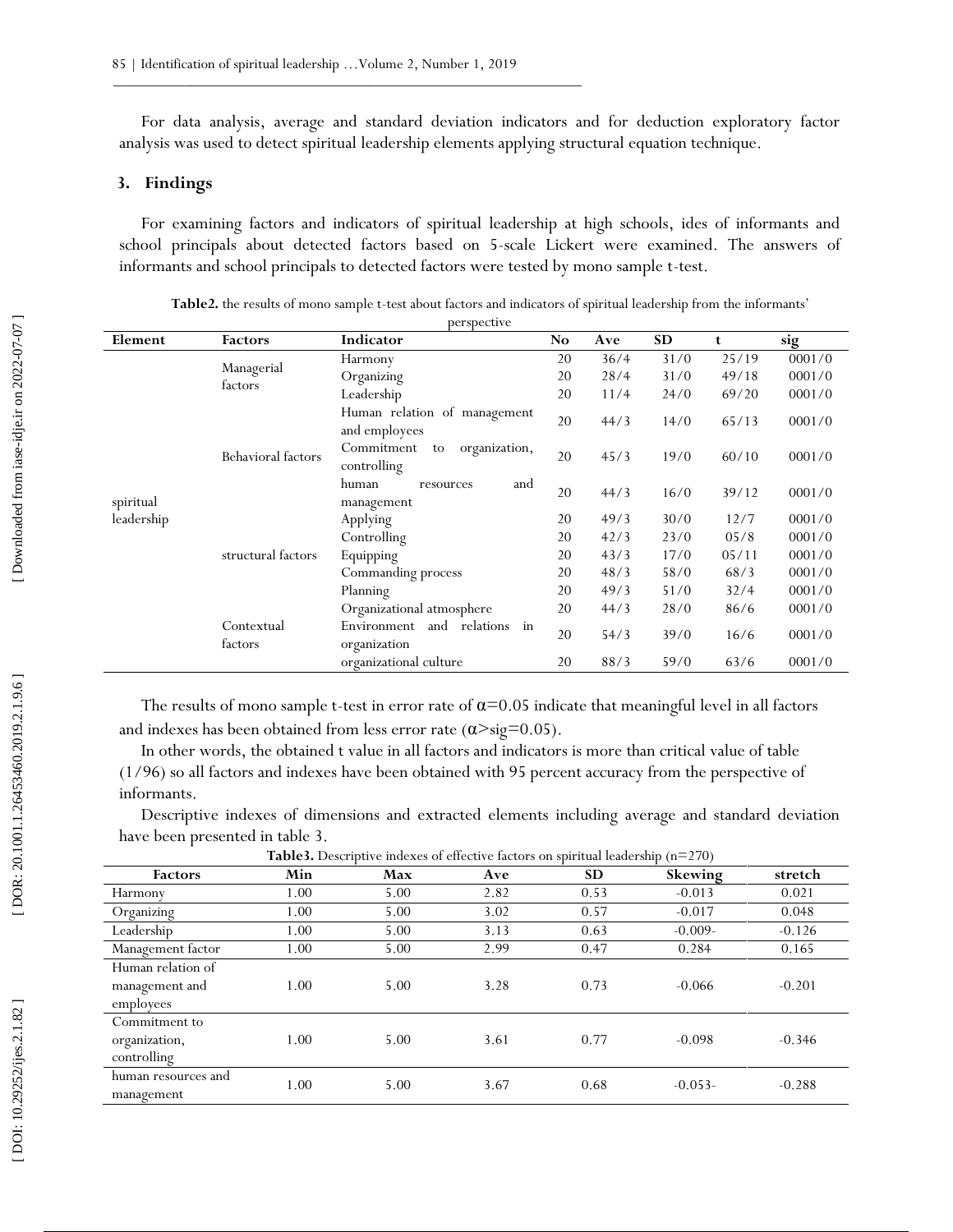For data analysis, average and standard deviation indicators and for deduction exploratory factor analysis was used to detect spiritual leadership elements applying structural equation technique.

## 3. Findings

For examining factors and indicators of spiritual leadership at high schools, ides of informants and school principals about detected factors based on 5-scale Lickert were examined. The answers of informants and school principals to detected factors were tested by mono sample t-test.

**Table2.** the results of mono sample t-test about factors and indicators of spiritual leadership from the informants' perspective

| Element | Factors | Indicator | No | Ave | SD | t | sig |
|---|---|---|---|---|---|---|---|
| spiritual leadership | Managerial factors | Harmony | 20 | 36/4 | 31/0 | 25/19 | 0001/0 |
| | | Organizing | 20 | 28/4 | 31/0 | 49/18 | 0001/0 |
| | | Leadership | 20 | 11/4 | 24/0 | 69/20 | 0001/0 |
| | Behavioral factors | Human relation of management and employees | 20 | 44/3 | 14/0 | 65/13 | 0001/0 |
| | | Commitment to organization, controlling | 20 | 45/3 | 19/0 | 60/10 | 0001/0 |
| | | human resources and management | 20 | 44/3 | 16/0 | 39/12 | 0001/0 |
| | structural factors | Applying | 20 | 49/3 | 30/0 | 12/7 | 0001/0 |
| | | Controlling | 20 | 42/3 | 23/0 | 05/8 | 0001/0 |
| | | Equipping | 20 | 43/3 | 17/0 | 05/11 | 0001/0 |
| | | Commanding process | 20 | 48/3 | 58/0 | 68/3 | 0001/0 |
| | | Planning | 20 | 49/3 | 51/0 | 32/4 | 0001/0 |
| | Contextual factors | Organizational atmosphere | 20 | 44/3 | 28/0 | 86/6 | 0001/0 |
| | | Environment and relations in organization | 20 | 54/3 | 39/0 | 16/6 | 0001/0 |
| | | organizational culture | 20 | 88/3 | 59/0 | 63/6 | 0001/0 |

The results of mono sample t-test in error rate of $\alpha$=0.05 indicate that meaningful level in all factors and indexes has been obtained from less error rate ($\alpha$>sig=0.05).

In other words, the obtained t value in all factors and indicators is more than critical value of table (1/96) so all factors and indexes have been obtained with 95 percent accuracy from the perspective of informants.

Descriptive indexes of dimensions and extracted elements including average and standard deviation have been presented in table 3.

**Table3.** Descriptive indexes of effective factors on spiritual leadership (n=270)

| Factors | Min | Max | Ave | SD | Skewing | stretch |
|---|---|---|---|---|---|---|
| Harmony | 1.00 | 5.00 | 2.82 | 0.53 | -0.013 | 0.021 |
| Organizing | 1.00 | 5.00 | 3.02 | 0.57 | -0.017 | 0.048 |
| Leadership | 1.00 | 5.00 | 3.13 | 0.63 | -0.009- | -0.126 |
| Management factor | 1.00 | 5.00 | 2.99 | 0.47 | 0.284 | 0.165 |
| Human relation of management and employees | 1.00 | 5.00 | 3.28 | 0.73 | -0.066 | -0.201 |
| Commitment to organization, controlling | 1.00 | 5.00 | 3.61 | 0.77 | -0.098 | -0.346 |
| human resources and management | 1.00 | 5.00 | 3.67 | 0.68 | -0.053- | -0.288 |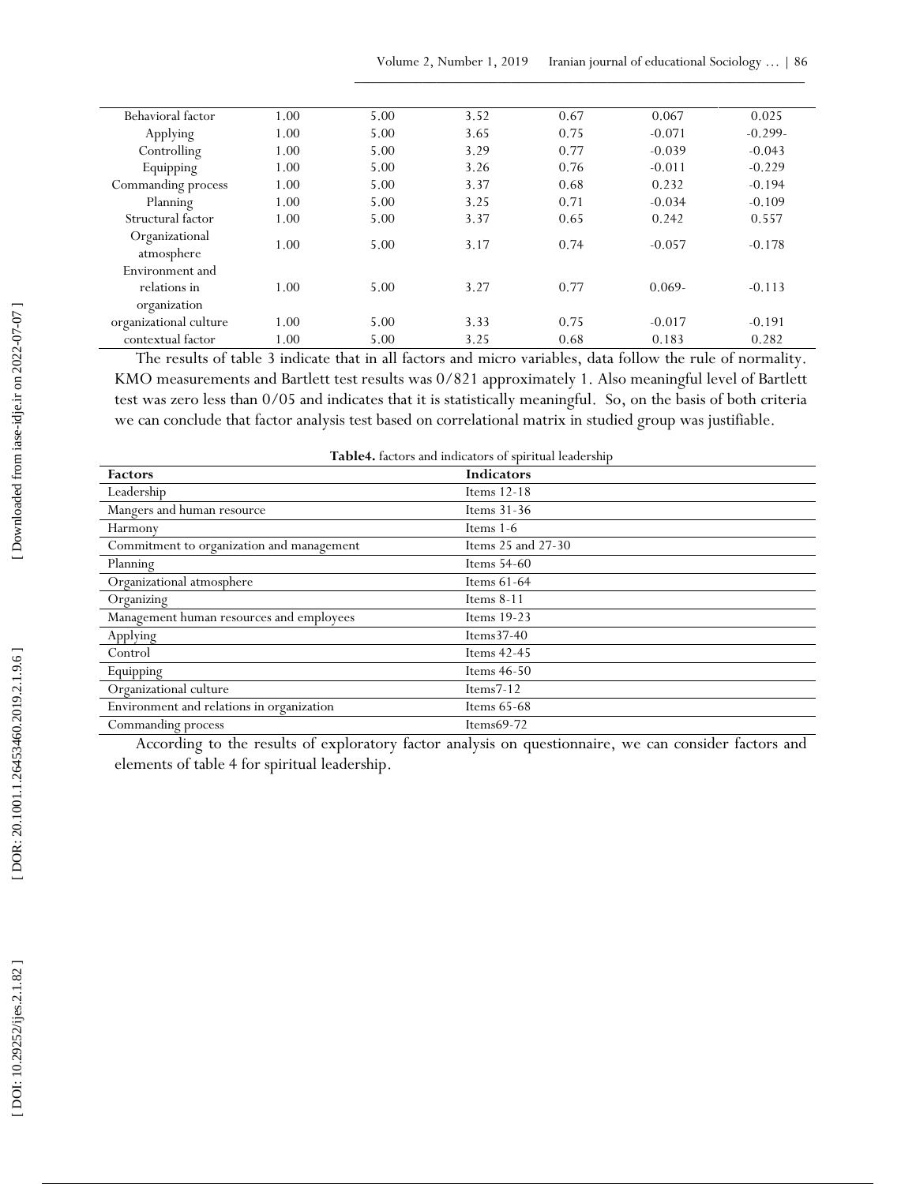| | | | | | | |
|---|---|---|---|---|---|---|
| Behavioral factor | 1.00 | 5.00 | 3.52 | 0.67 | 0.067 | 0.025 |
| Applying | 1.00 | 5.00 | 3.65 | 0.75 | -0.071 | -0.299- |
| Controlling | 1.00 | 5.00 | 3.29 | 0.77 | -0.039 | -0.043 |
| Equipping | 1.00 | 5.00 | 3.26 | 0.76 | -0.011 | -0.229 |
| Commanding process | 1.00 | 5.00 | 3.37 | 0.68 | 0.232 | -0.194 |
| Planning | 1.00 | 5.00 | 3.25 | 0.71 | -0.034 | -0.109 |
| Structural factor | 1.00 | 5.00 | 3.37 | 0.65 | 0.242 | 0.557 |
| Organizational atmosphere | 1.00 | 5.00 | 3.17 | 0.74 | -0.057 | -0.178 |
| Environment and relations in organization | 1.00 | 5.00 | 3.27 | 0.77 | 0.069- | -0.113 |
| organizational culture | 1.00 | 5.00 | 3.33 | 0.75 | -0.017 | -0.191 |
| contextual factor | 1.00 | 5.00 | 3.25 | 0.68 | 0.183 | 0.282 |

The results of table 3 indicate that in all factors and micro variables, data follow the rule of normality. KMO measurements and Bartlett test results was 0/821 approximately 1. Also meaningful level of Bartlett test was zero less than 0/05 and indicates that it is statistically meaningful. So, on the basis of both criteria we can conclude that factor analysis test based on correlational matrix in studied group was justifiable.

**Table4.** factors and indicators of spiritual leadership

| **Factors** | **Indicators** |
|---|---|
| Leadership | Items 12-18 |
| Mangers and human resource | Items 31-36 |
| Harmony | Items 1-6 |
| Commitment to organization and management | Items 25 and 27-30 |
| Planning | Items 54-60 |
| Organizational atmosphere | Items 61-64 |
| Organizing | Items 8-11 |
| Management human resources and employees | Items 19-23 |
| Applying | Items37-40 |
| Control | Items 42-45 |
| Equipping | Items 46-50 |
| Organizational culture | Items7-12 |
| Environment and relations in organization | Items 65-68 |
| Commanding process | Items69-72 |

According to the results of exploratory factor analysis on questionnaire, we can consider factors and elements of table 4 for spiritual leadership.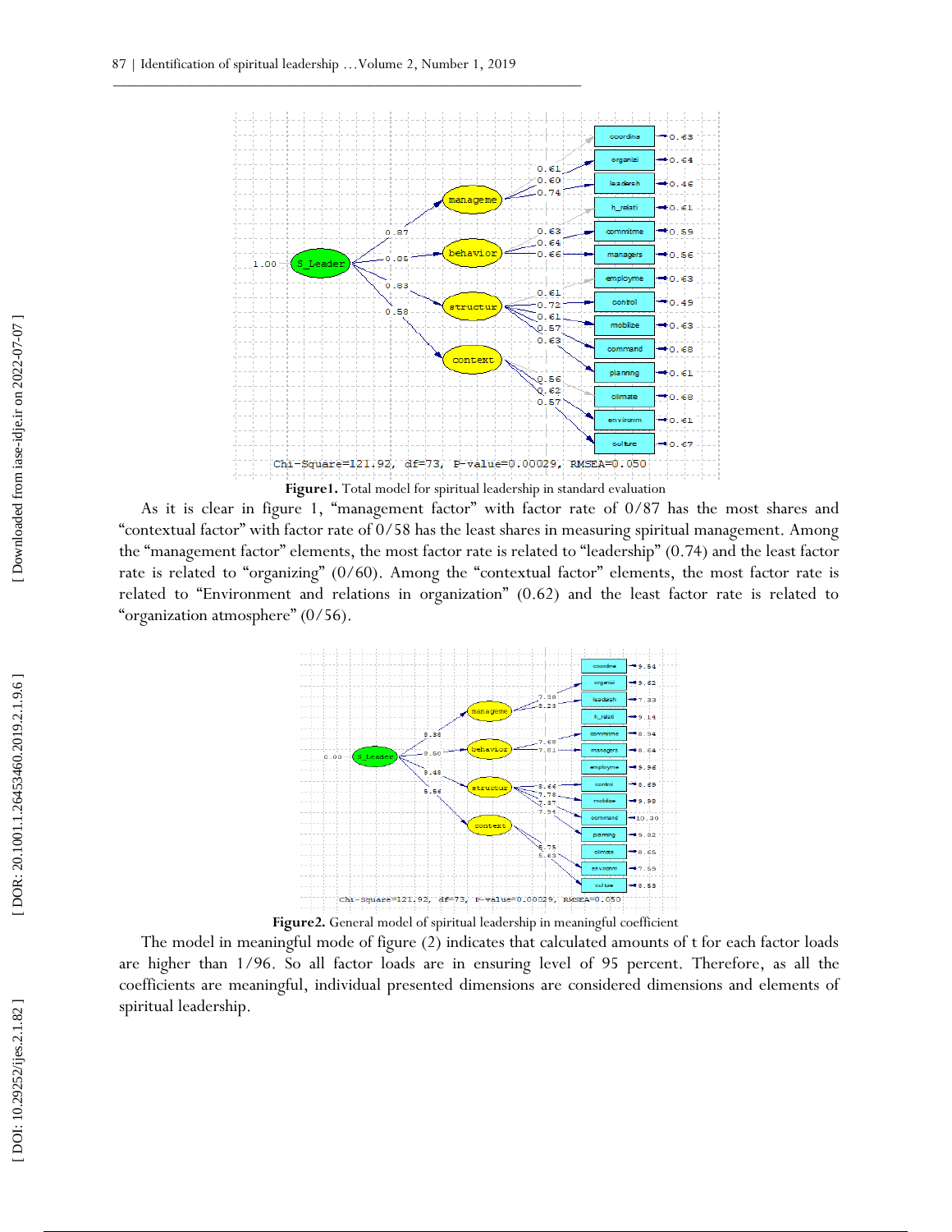**Figure1.** Total model for spiritual leadership in standard evaluation

As it is clear in figure 1, "management factor" with factor rate of 0/87 has the most shares and "contextual factor" with factor rate of 0/58 has the least shares in measuring spiritual management. Among the "management factor" elements, the most factor rate is related to "leadership" (0.74) and the least factor rate is related to "organizing" (0/60). Among the "contextual factor" elements, the most factor rate is related to "Environment and relations in organization" (0.62) and the least factor rate is related to "organization atmosphere" (0/56).

**Figure2.** General model of spiritual leadership in meaningful coefficient

The model in meaningful mode of figure (2) indicates that calculated amounts of t for each factor loads are higher than 1/96. So all factor loads are in ensuring level of 95 percent. Therefore, as all the coefficients are meaningful, individual presented dimensions are considered dimensions and elements of spiritual leadership.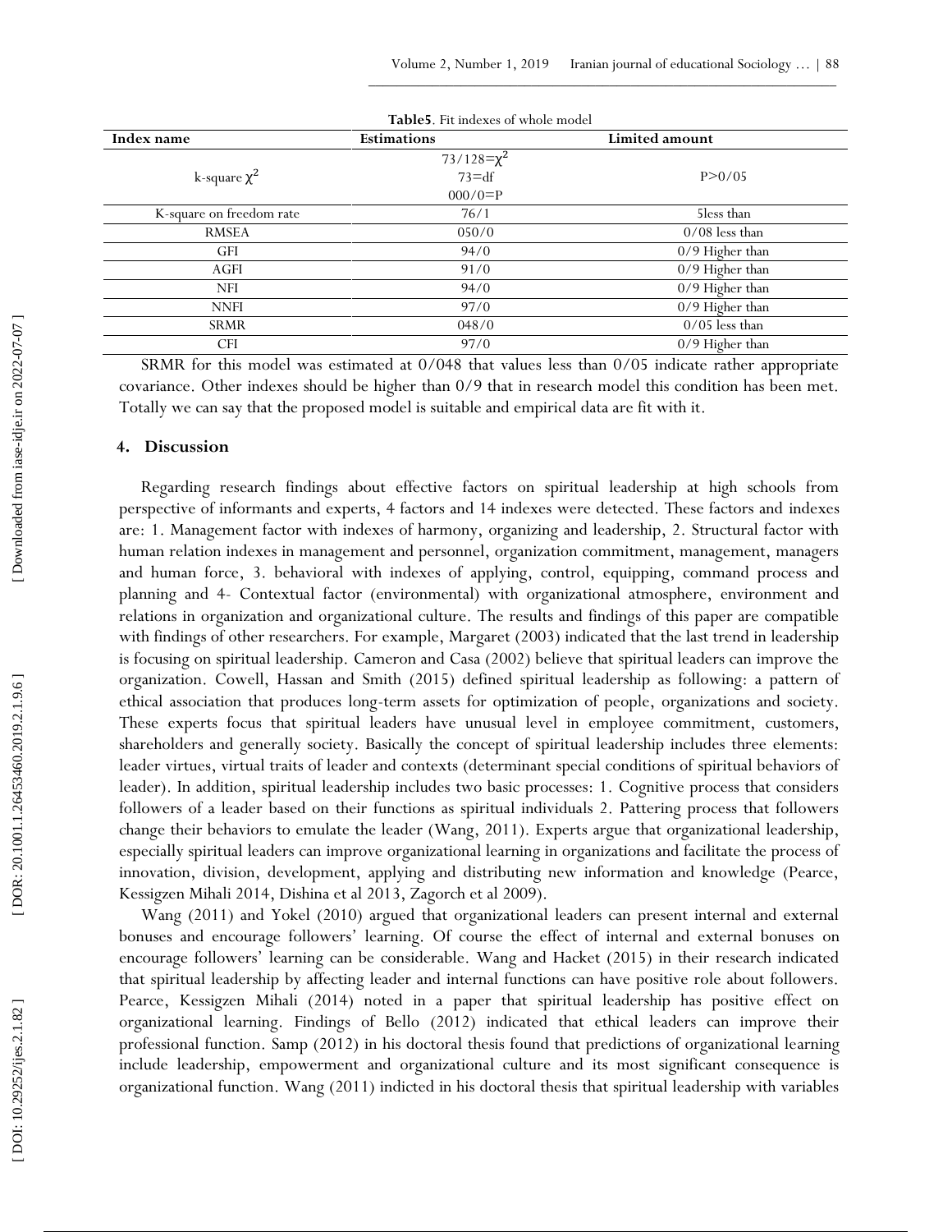**Table5**. Fit indexes of whole model

| Index name | Estimations | Limited amount |
|---|---|---|
| k-square $\chi^2$ | 73/128=$\chi^2$ 73=df 000/0=P | P>0/05 |
| K-square on freedom rate | 76/1 | 5less than |
| RMSEA | 050/0 | 0/08 less than |
| GFI | 94/0 | 0/9 Higher than |
| AGFI | 91/0 | 0/9 Higher than |
| NFI | 94/0 | 0/9 Higher than |
| NNFI | 97/0 | 0/9 Higher than |
| SRMR | 048/0 | 0/05 less than |
| CFI | 97/0 | 0/9 Higher than |

SRMR for this model was estimated at 0/048 that values less than 0/05 indicate rather appropriate covariance. Other indexes should be higher than 0/9 that in research model this condition has been met. Totally we can say that the proposed model is suitable and empirical data are fit with it.

## 4. Discussion

Regarding research findings about effective factors on spiritual leadership at high schools from perspective of informants and experts, 4 factors and 14 indexes were detected. These factors and indexes are: 1. Management factor with indexes of harmony, organizing and leadership, 2. Structural factor with human relation indexes in management and personnel, organization commitment, management, managers and human force, 3. behavioral with indexes of applying, control, equipping, command process and planning and 4- Contextual factor (environmental) with organizational atmosphere, environment and relations in organization and organizational culture. The results and findings of this paper are compatible with findings of other researchers. For example, Margaret (2003) indicated that the last trend in leadership is focusing on spiritual leadership. Cameron and Casa (2002) believe that spiritual leaders can improve the organization. Cowell, Hassan and Smith (2015) defined spiritual leadership as following: a pattern of ethical association that produces long-term assets for optimization of people, organizations and society. These experts focus that spiritual leaders have unusual level in employee commitment, customers, shareholders and generally society. Basically the concept of spiritual leadership includes three elements: leader virtues, virtual traits of leader and contexts (determinant special conditions of spiritual behaviors of leader). In addition, spiritual leadership includes two basic processes: 1. Cognitive process that considers followers of a leader based on their functions as spiritual individuals 2. Pattering process that followers change their behaviors to emulate the leader (Wang, 2011). Experts argue that organizational leadership, especially spiritual leaders can improve organizational learning in organizations and facilitate the process of innovation, division, development, applying and distributing new information and knowledge (Pearce, Kessigzen Mihali 2014, Dishina et al 2013, Zagorch et al 2009).

Wang (2011) and Yokel (2010) argued that organizational leaders can present internal and external bonuses and encourage followers' learning. Of course the effect of internal and external bonuses on encourage followers' learning can be considerable. Wang and Hacket (2015) in their research indicated that spiritual leadership by affecting leader and internal functions can have positive role about followers. Pearce, Kessigzen Mihali (2014) noted in a paper that spiritual leadership has positive effect on organizational learning. Findings of Bello (2012) indicated that ethical leaders can improve their professional function. Samp (2012) in his doctoral thesis found that predictions of organizational learning include leadership, empowerment and organizational culture and its most significant consequence is organizational function. Wang (2011) indicted in his doctoral thesis that spiritual leadership with variables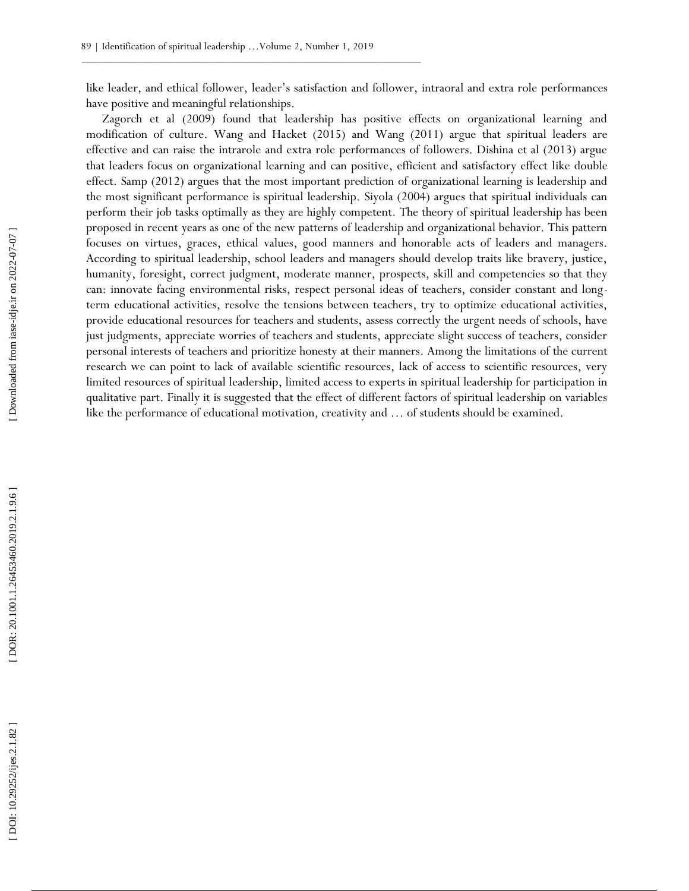like leader, and ethical follower, leader's satisfaction and follower, intraoral and extra role performances have positive and meaningful relationships.

Zagorch et al (2009) found that leadership has positive effects on organizational learning and modification of culture. Wang and Hacket (2015) and Wang (2011) argue that spiritual leaders are effective and can raise the intrarole and extra role performances of followers. Dishina et al (2013) argue that leaders focus on organizational learning and can positive, efficient and satisfactory effect like double effect. Samp (2012) argues that the most important prediction of organizational learning is leadership and the most significant performance is spiritual leadership. Siyola (2004) argues that spiritual individuals can perform their job tasks optimally as they are highly competent. The theory of spiritual leadership has been proposed in recent years as one of the new patterns of leadership and organizational behavior. This pattern focuses on virtues, graces, ethical values, good manners and honorable acts of leaders and managers. According to spiritual leadership, school leaders and managers should develop traits like bravery, justice, humanity, foresight, correct judgment, moderate manner, prospects, skill and competencies so that they can: innovate facing environmental risks, respect personal ideas of teachers, consider constant and long-term educational activities, resolve the tensions between teachers, try to optimize educational activities, provide educational resources for teachers and students, assess correctly the urgent needs of schools, have just judgments, appreciate worries of teachers and students, appreciate slight success of teachers, consider personal interests of teachers and prioritize honesty at their manners. Among the limitations of the current research we can point to lack of available scientific resources, lack of access to scientific resources, very limited resources of spiritual leadership, limited access to experts in spiritual leadership for participation in qualitative part. Finally it is suggested that the effect of different factors of spiritual leadership on variables like the performance of educational motivation, creativity and … of students should be examined.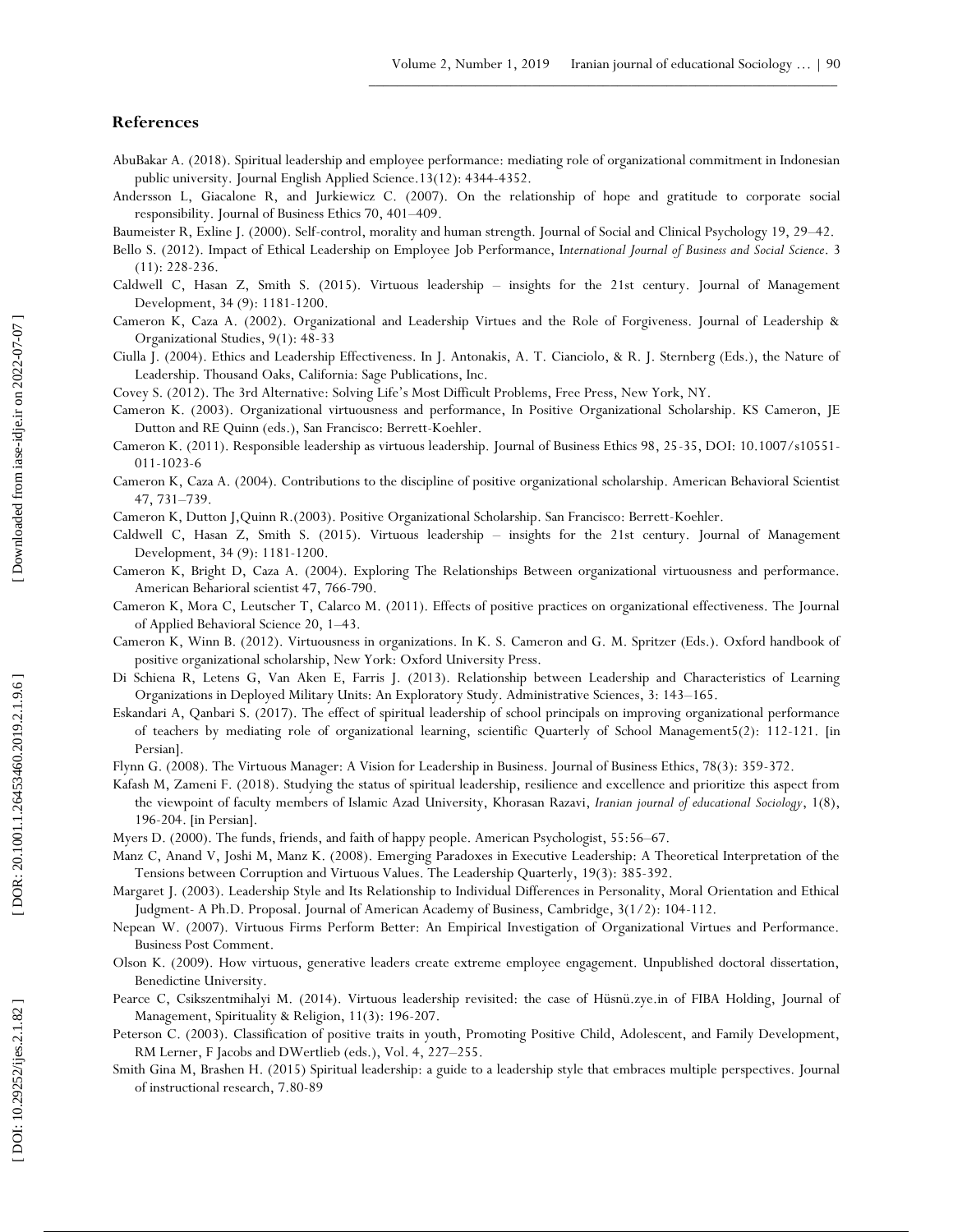## References

AbuBakar A. (2018). Spiritual leadership and employee performance: mediating role of organizational commitment in Indonesian public university. Journal English Applied Science.13(12): 4344-4352.

Andersson L, Giacalone R, and Jurkiewicz C. (2007). On the relationship of hope and gratitude to corporate social responsibility. Journal of Business Ethics 70, 401–409.

Baumeister R, Exline J. (2000). Self-control, morality and human strength. Journal of Social and Clinical Psychology 19, 29–42.

Bello S. (2012). Impact of Ethical Leadership on Employee Job Performance, I*nternational Journal of Business and Social Science*. 3 (11): 228-236.

Caldwell C, Hasan Z, Smith S. (2015). Virtuous leadership – insights for the 21st century. Journal of Management Development, 34 (9): 1181-1200.

Cameron K, Caza A. (2002). Organizational and Leadership Virtues and the Role of Forgiveness. Journal of Leadership & Organizational Studies, 9(1): 48-33

Ciulla J. (2004). Ethics and Leadership Effectiveness. In J. Antonakis, A. T. Cianciolo, & R. J. Sternberg (Eds.), the Nature of Leadership. Thousand Oaks, California: Sage Publications, Inc.

Covey S. (2012). The 3rd Alternative: Solving Life's Most Difficult Problems, Free Press, New York, NY.

Cameron K. (2003). Organizational virtuousness and performance, In Positive Organizational Scholarship. KS Cameron, JE Dutton and RE Quinn (eds.), San Francisco: Berrett-Koehler.

Cameron K. (2011). Responsible leadership as virtuous leadership. Journal of Business Ethics 98, 25-35, DOI: 10.1007/s10551-011-1023-6

Cameron K, Caza A. (2004). Contributions to the discipline of positive organizational scholarship. American Behavioral Scientist 47, 731–739.

Cameron K, Dutton J,Quinn R.(2003). Positive Organizational Scholarship. San Francisco: Berrett-Koehler.

Caldwell C, Hasan Z, Smith S. (2015). Virtuous leadership – insights for the 21st century. Journal of Management Development, 34 (9): 1181-1200.

Cameron K, Bright D, Caza A. (2004). Exploring The Relationships Between organizational virtuousness and performance. American Beharioral scientist 47, 766-790.

Cameron K, Mora C, Leutscher T, Calarco M. (2011). Effects of positive practices on organizational effectiveness. The Journal of Applied Behavioral Science 20, 1–43.

Cameron K, Winn B. (2012). Virtuousness in organizations. In K. S. Cameron and G. M. Spritzer (Eds.). Oxford handbook of positive organizational scholarship, New York: Oxford University Press.

Di Schiena R, Letens G, Van Aken E, Farris J. (2013). Relationship between Leadership and Characteristics of Learning Organizations in Deployed Military Units: An Exploratory Study. Administrative Sciences, 3: 143–165.

Eskandari A, Qanbari S. (2017). The effect of spiritual leadership of school principals on improving organizational performance of teachers by mediating role of organizational learning, scientific Quarterly of School Management5(2): 112-121. [in Persian].

Flynn G. (2008). The Virtuous Manager: A Vision for Leadership in Business. Journal of Business Ethics, 78(3): 359-372.

Kafash M, Zameni F. (2018). Studying the status of spiritual leadership, resilience and excellence and prioritize this aspect from the viewpoint of faculty members of Islamic Azad University, Khorasan Razavi, *Iranian journal of educational Sociology*, 1(8), 196-204. [in Persian].

Myers D. (2000). The funds, friends, and faith of happy people. American Psychologist, 55:56–67.

Manz C, Anand V, Joshi M, Manz K. (2008). Emerging Paradoxes in Executive Leadership: A Theoretical Interpretation of the Tensions between Corruption and Virtuous Values. The Leadership Quarterly, 19(3): 385-392.

Margaret J. (2003). Leadership Style and Its Relationship to Individual Differences in Personality, Moral Orientation and Ethical Judgment- A Ph.D. Proposal. Journal of American Academy of Business, Cambridge, 3(1/2): 104-112.

Nepean W. (2007). Virtuous Firms Perform Better: An Empirical Investigation of Organizational Virtues and Performance. Business Post Comment.

Olson K. (2009). How virtuous, generative leaders create extreme employee engagement. Unpublished doctoral dissertation, Benedictine University.

Pearce C, Csikszentmihalyi M. (2014). Virtuous leadership revisited: the case of Hüsnü.zye.in of FIBA Holding, Journal of Management, Spirituality & Religion, 11(3): 196-207.

Peterson C. (2003). Classification of positive traits in youth, Promoting Positive Child, Adolescent, and Family Development, RM Lerner, F Jacobs and DWertlieb (eds.), Vol. 4, 227–255.

Smith Gina M, Brashen H. (2015) Spiritual leadership: a guide to a leadership style that embraces multiple perspectives. Journal of instructional research, 7.80-89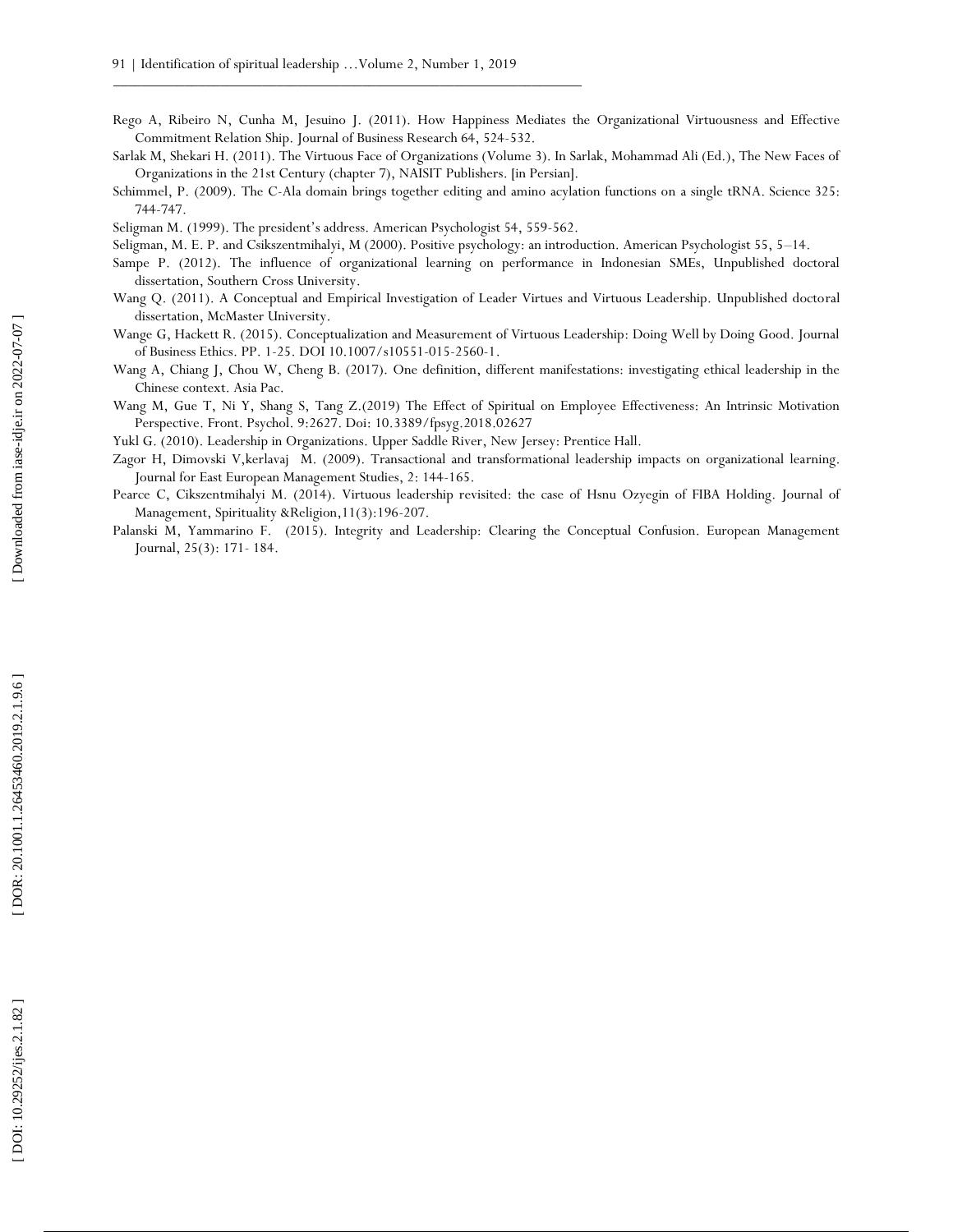Rego A, Ribeiro N, Cunha M, Jesuino J. (2011). How Happiness Mediates the Organizational Virtuousness and Effective Commitment Relation Ship. Journal of Business Research 64, 524-532.

Sarlak M, Shekari H. (2011). The Virtuous Face of Organizations (Volume 3). In Sarlak, Mohammad Ali (Ed.), The New Faces of Organizations in the 21st Century (chapter 7), NAISIT Publishers. [in Persian].

Schimmel, P. (2009). The C-Ala domain brings together editing and amino acylation functions on a single tRNA. Science 325: 744-747.

Seligman M. (1999). The president's address. American Psychologist 54, 559-562.

Seligman, M. E. P. and Csikszentmihalyi, M (2000). Positive psychology: an introduction. American Psychologist 55, 5–14.

Sampe P. (2012). The influence of organizational learning on performance in Indonesian SMEs, Unpublished doctoral dissertation, Southern Cross University.

Wang Q. (2011). A Conceptual and Empirical Investigation of Leader Virtues and Virtuous Leadership. Unpublished doctoral dissertation, McMaster University.

Wange G, Hackett R. (2015). Conceptualization and Measurement of Virtuous Leadership: Doing Well by Doing Good. Journal of Business Ethics. PP. 1-25. DOI 10.1007/s10551-015-2560-1.

Wang A, Chiang J, Chou W, Cheng B. (2017). One definition, different manifestations: investigating ethical leadership in the Chinese context. Asia Pac.

Wang M, Gue T, Ni Y, Shang S, Tang Z.(2019) The Effect of Spiritual on Employee Effectiveness: An Intrinsic Motivation Perspective. Front. Psychol. 9:2627. Doi: 10.3389/fpsyg.2018.02627

Yukl G. (2010). Leadership in Organizations. Upper Saddle River, New Jersey: Prentice Hall.

Zagor H, Dimovski V,kerlavaj M. (2009). Transactional and transformational leadership impacts on organizational learning. Journal for East European Management Studies, 2: 144-165.

Pearce C, Cikszentmihalyi M. (2014). Virtuous leadership revisited: the case of Hsnu Ozyegin of FIBA Holding. Journal of Management, Spirituality &Religion,11(3):196-207.

Palanski M, Yammarino F. (2015). Integrity and Leadership: Clearing the Conceptual Confusion. European Management Journal, 25(3): 171- 184.